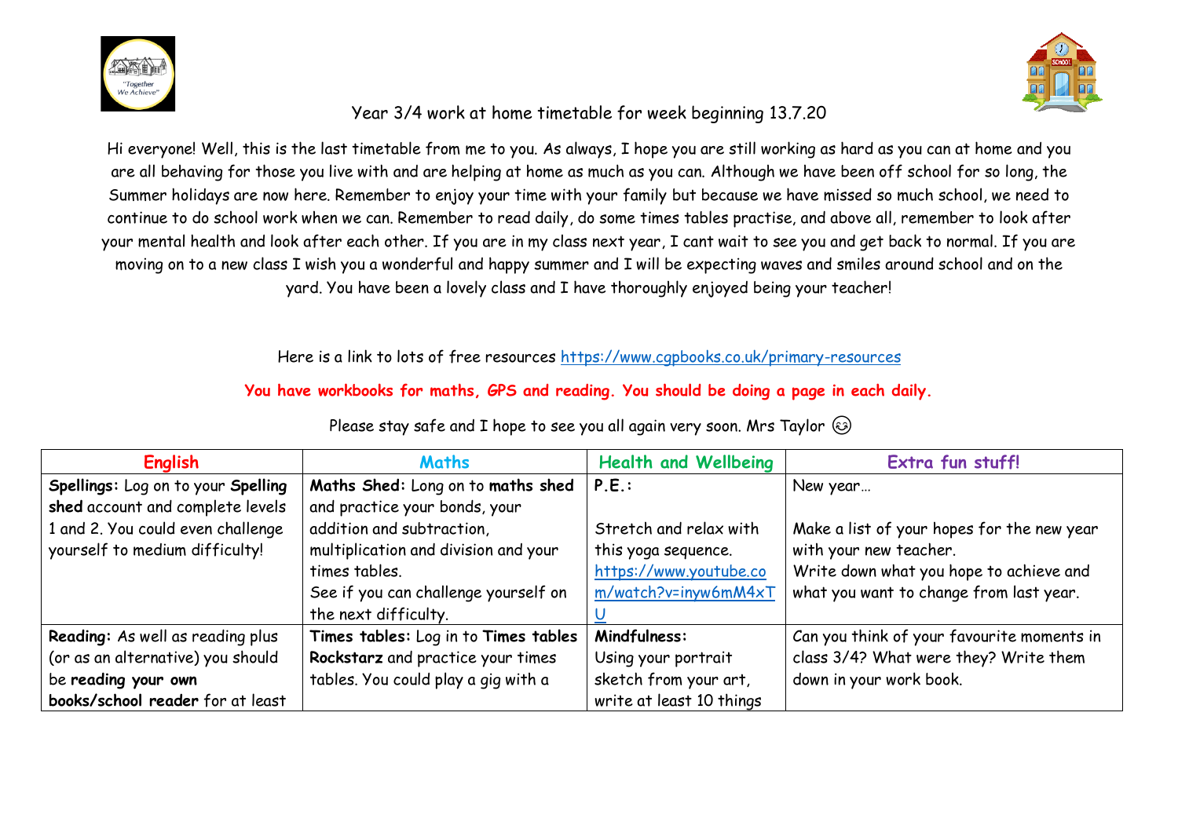# Year 3/4 work at home timetable for week beginning 13.7.20

Hi everyone! Well, this is the last timetable from me to you. As always, I hope you are still working as hard as you can at home and you are all behaving for those you live with and are helping at home as much as you can. Although we have been off school for so long, the Summer holidays are now here. Remember to enjoy your time with your family but because we have missed so much school, we need to continue to do school work when we can. Remember to read daily, do some times tables practise, and above all, remember to look after your mental health and look after each other. If you are in my class next year, I cant wait to see you and get back to normal. If you are moving on to a new class I wish you a wonderful and happy summer and I will be expecting waves and smiles around school and on the yard. You have been a lovely class and I have thoroughly enjoyed being your teacher!

Here is a link to lots of free resources https://www.cgpbooks.co.uk/primary-resources

**You have workbooks for maths, GPS and reading. You should be doing a page in each daily.**

Please stay safe and I hope to see you all again very soon. Mrs Taylor 😉

| English | Maths | Health and Wellbeing | Extra fun stuff! |
|---|---|---|---|
| **Spellings:** Log on to your **Spelling shed** account and complete levels 1 and 2. You could even challenge yourself to medium difficulty! | **Maths Shed:** Long on to **maths shed** and practice your bonds, your addition and subtraction, multiplication and division and your times tables. See if you can challenge yourself on the next difficulty. | **P.E.:** Stretch and relax with this yoga sequence. https://www.youtube.com/watch?v=inyw6mM4xTU | New year… Make a list of your hopes for the new year with your new teacher. Write down what you hope to achieve and what you want to change from last year. |
| **Reading:** As well as reading plus (or as an alternative) you should be **reading your own books/school reader** for at least | **Times tables:** Log in to **Times tables Rockstarz** and practice your times tables. You could play a gig with a | **Mindfulness:** Using your portrait sketch from your art, write at least 10 things | Can you think of your favourite moments in class 3/4? What were they? Write them down in your work book. |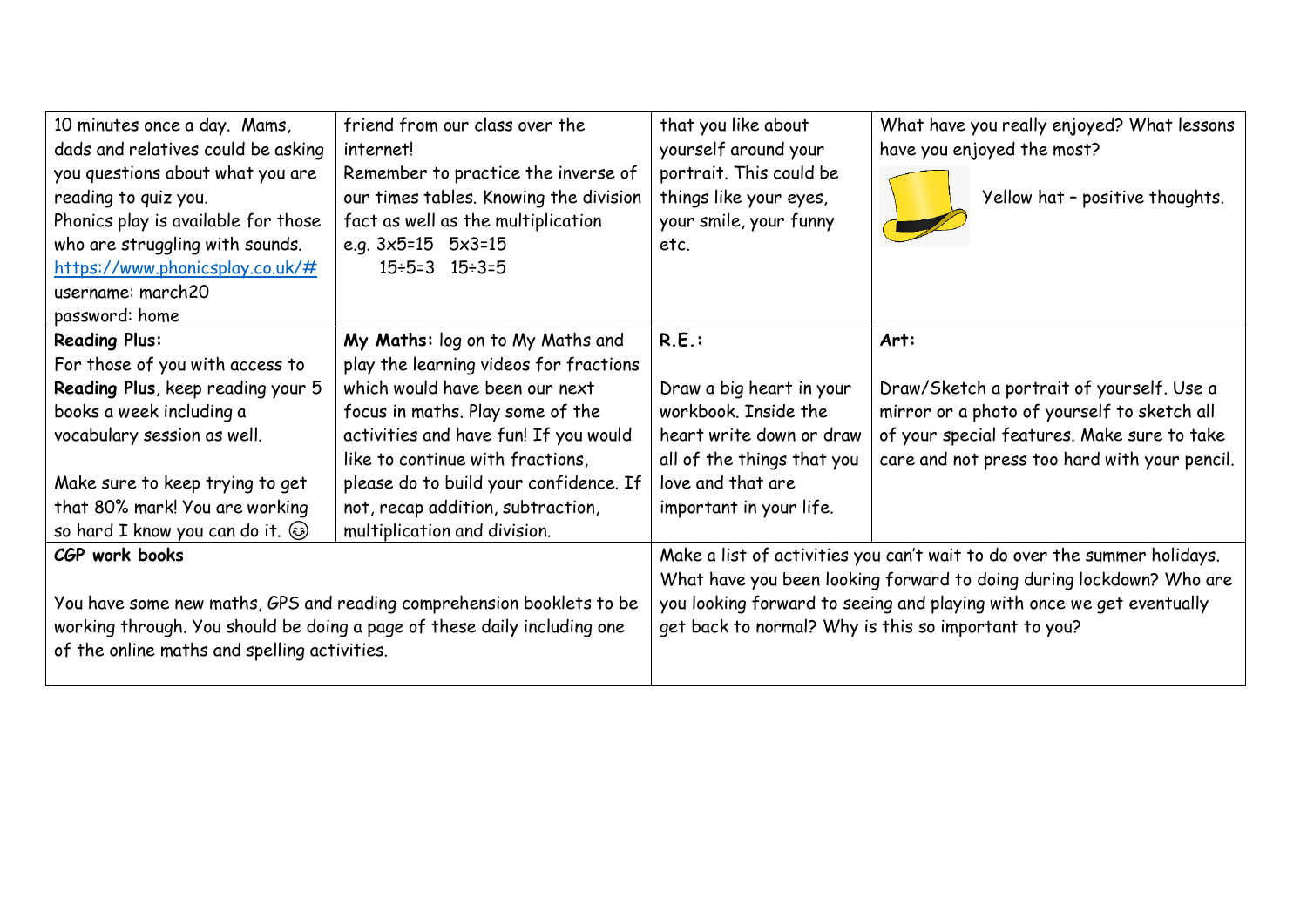| | | | |
|---|---|---|---|
| 10 minutes once a day. Mams, dads and relatives could be asking you questions about what you are reading to quiz you.<br>Phonics play is available for those who are struggling with sounds.<br>https://www.phonicsplay.co.uk/#<br>username: march20<br>password: home | friend from our class over the internet!<br>Remember to practice the inverse of our times tables. Knowing the division fact as well as the multiplication<br>e.g. 3x5=15 5x3=15<br>15÷5=3 15÷3=5 | that you like about yourself around your portrait. This could be things like your eyes, your smile, your funny etc. | What have you really enjoyed? What lessons have you enjoyed the most?<br>Yellow hat – positive thoughts. |
| **Reading Plus:**<br>For those of you with access to **Reading Plus**, keep reading your 5 books a week including a vocabulary session as well.<br><br>Make sure to keep trying to get that 80% mark! You are working so hard I know you can do it. 😉 | **My Maths:** log on to My Maths and play the learning videos for fractions which would have been our next focus in maths. Play some of the activities and have fun! If you would like to continue with fractions, please do to build your confidence. If not, recap addition, subtraction, multiplication and division. | **R.E.:**<br><br>Draw a big heart in your workbook. Inside the heart write down or draw all of the things that you love and that are important in your life. | **Art:**<br><br>Draw/Sketch a portrait of yourself. Use a mirror or a photo of yourself to sketch all of your special features. Make sure to take care and not press too hard with your pencil. |
| **CGP work books**<br><br>You have some new maths, GPS and reading comprehension booklets to be working through. You should be doing a page of these daily including one of the online maths and spelling activities. | | Make a list of activities you can't wait to do over the summer holidays. What have you been looking forward to doing during lockdown? Who are you looking forward to seeing and playing with once we get eventually back to normal? Why is this so important to you? | |